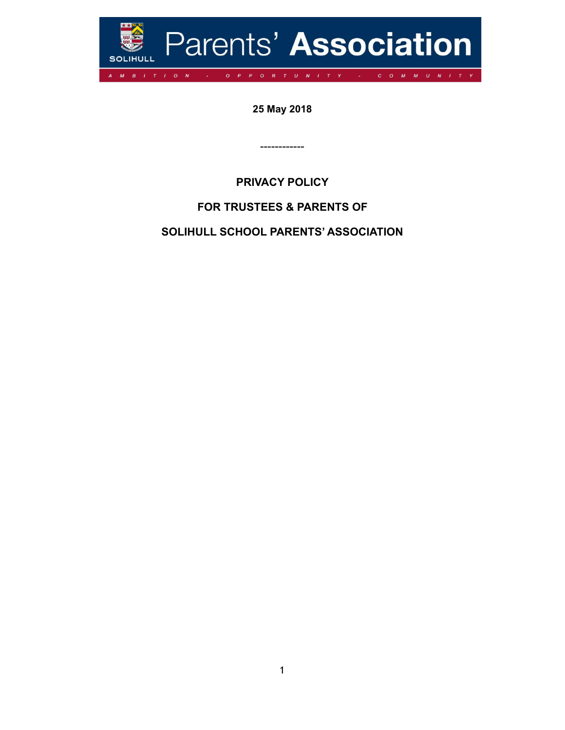Parents' Association

SOLIHULL

AMBITION - OPPORTUNITY - COMMUNITY

**25 May 2018**

------------

# PRIVACY POLICY

# FOR TRUSTEES & PARENTS OF

# SOLIHULL SCHOOL PARENTS' ASSOCIATION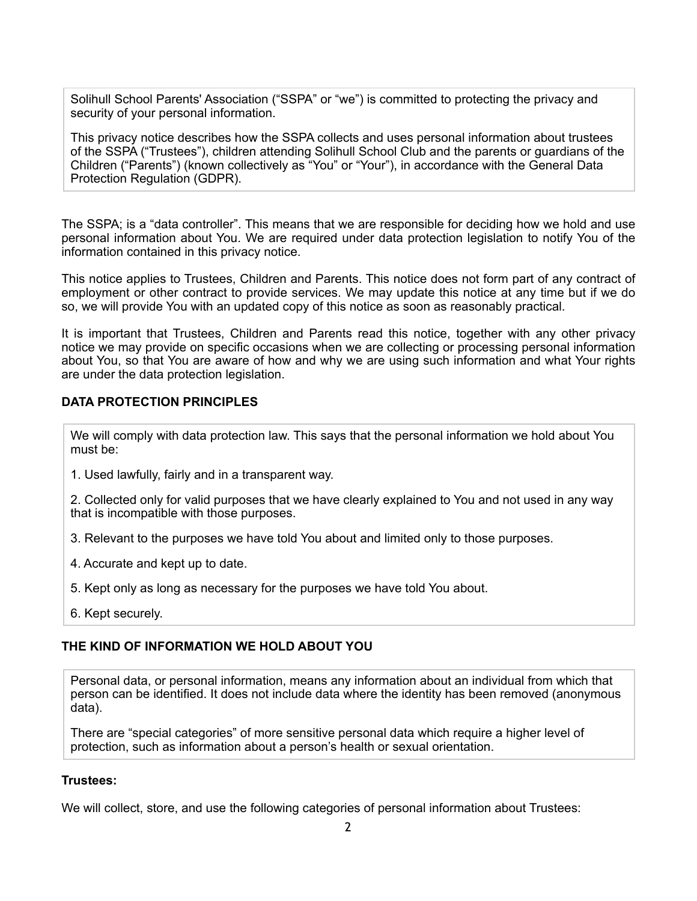Solihull School Parents' Association ("SSPA" or "we") is committed to protecting the privacy and security of your personal information.

This privacy notice describes how the SSPA collects and uses personal information about trustees of the SSPA ("Trustees"), children attending Solihull School Club and the parents or guardians of the Children ("Parents") (known collectively as "You" or "Your"), in accordance with the General Data Protection Regulation (GDPR).

The SSPA; is a "data controller". This means that we are responsible for deciding how we hold and use personal information about You. We are required under data protection legislation to notify You of the information contained in this privacy notice.

This notice applies to Trustees, Children and Parents. This notice does not form part of any contract of employment or other contract to provide services. We may update this notice at any time but if we do so, we will provide You with an updated copy of this notice as soon as reasonably practical.

It is important that Trustees, Children and Parents read this notice, together with any other privacy notice we may provide on specific occasions when we are collecting or processing personal information about You, so that You are aware of how and why we are using such information and what Your rights are under the data protection legislation.

## DATA PROTECTION PRINCIPLES

We will comply with data protection law. This says that the personal information we hold about You must be:

1. Used lawfully, fairly and in a transparent way.

2. Collected only for valid purposes that we have clearly explained to You and not used in any way that is incompatible with those purposes.

3. Relevant to the purposes we have told You about and limited only to those purposes.

4. Accurate and kept up to date.

5. Kept only as long as necessary for the purposes we have told You about.

6. Kept securely.

## THE KIND OF INFORMATION WE HOLD ABOUT YOU

Personal data, or personal information, means any information about an individual from which that person can be identified. It does not include data where the identity has been removed (anonymous data).

There are "special categories" of more sensitive personal data which require a higher level of protection, such as information about a person's health or sexual orientation.

**Trustees:**

We will collect, store, and use the following categories of personal information about Trustees: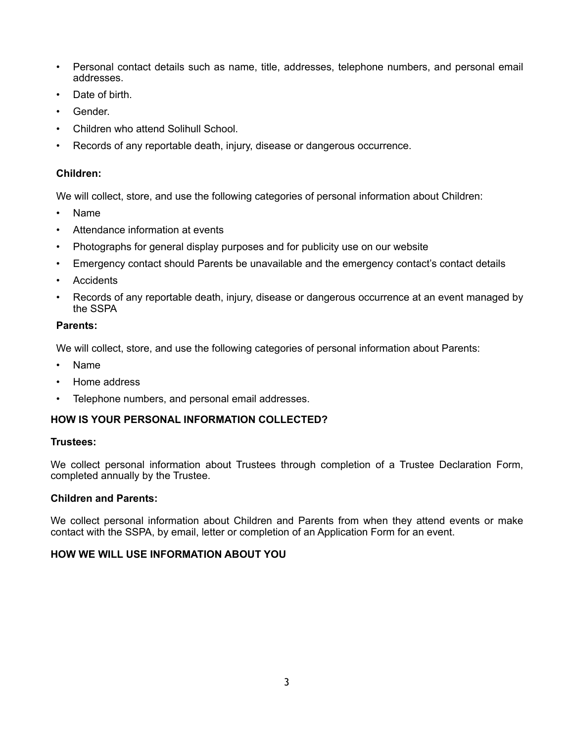- Personal contact details such as name, title, addresses, telephone numbers, and personal email addresses.
- Date of birth.
- Gender.
- Children who attend Solihull School.
- Records of any reportable death, injury, disease or dangerous occurrence.

**Children:**

We will collect, store, and use the following categories of personal information about Children:

- Name
- Attendance information at events
- Photographs for general display purposes and for publicity use on our website
- Emergency contact should Parents be unavailable and the emergency contact's contact details
- Accidents
- Records of any reportable death, injury, disease or dangerous occurrence at an event managed by the SSPA

**Parents:**

We will collect, store, and use the following categories of personal information about Parents:

- Name
- Home address
- Telephone numbers, and personal email addresses.

**HOW IS YOUR PERSONAL INFORMATION COLLECTED?**

**Trustees:**

We collect personal information about Trustees through completion of a Trustee Declaration Form, completed annually by the Trustee.

**Children and Parents:**

We collect personal information about Children and Parents from when they attend events or make contact with the SSPA, by email, letter or completion of an Application Form for an event.

**HOW WE WILL USE INFORMATION ABOUT YOU**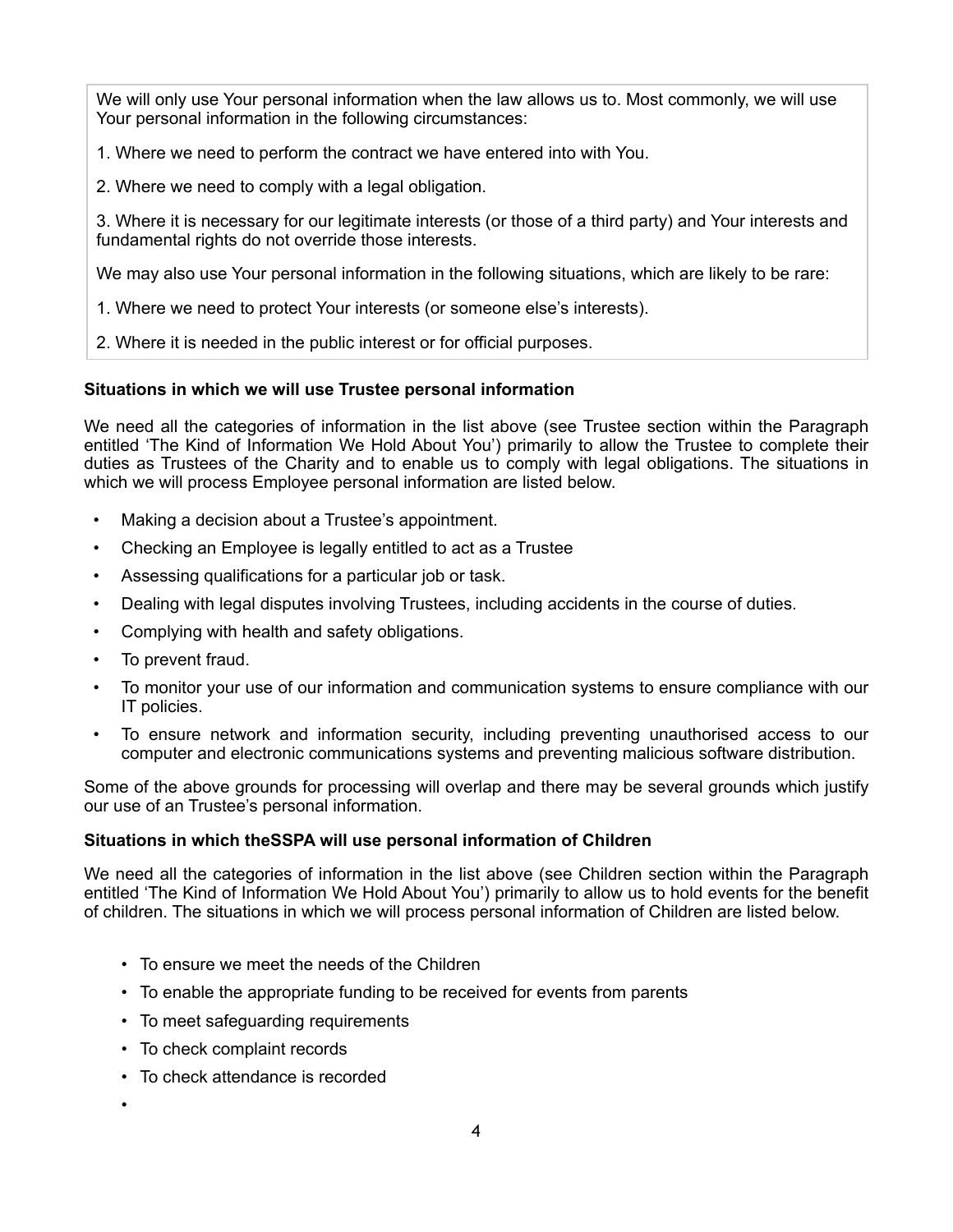We will only use Your personal information when the law allows us to. Most commonly, we will use Your personal information in the following circumstances:

1. Where we need to perform the contract we have entered into with You.

2. Where we need to comply with a legal obligation.

3. Where it is necessary for our legitimate interests (or those of a third party) and Your interests and fundamental rights do not override those interests.

We may also use Your personal information in the following situations, which are likely to be rare:

1. Where we need to protect Your interests (or someone else's interests).

2. Where it is needed in the public interest or for official purposes.

**Situations in which we will use Trustee personal information**

We need all the categories of information in the list above (see Trustee section within the Paragraph entitled 'The Kind of Information We Hold About You') primarily to allow the Trustee to complete their duties as Trustees of the Charity and to enable us to comply with legal obligations. The situations in which we will process Employee personal information are listed below.

- Making a decision about a Trustee's appointment.
- Checking an Employee is legally entitled to act as a Trustee
- Assessing qualifications for a particular job or task.
- Dealing with legal disputes involving Trustees, including accidents in the course of duties.
- Complying with health and safety obligations.
- To prevent fraud.
- To monitor your use of our information and communication systems to ensure compliance with our IT policies.
- To ensure network and information security, including preventing unauthorised access to our computer and electronic communications systems and preventing malicious software distribution.

Some of the above grounds for processing will overlap and there may be several grounds which justify our use of an Trustee's personal information.

**Situations in which theSSPA will use personal information of Children**

We need all the categories of information in the list above (see Children section within the Paragraph entitled 'The Kind of Information We Hold About You') primarily to allow us to hold events for the benefit of children. The situations in which we will process personal information of Children are listed below.

- To ensure we meet the needs of the Children
- To enable the appropriate funding to be received for events from parents
- To meet safeguarding requirements
- To check complaint records
- To check attendance is recorded
-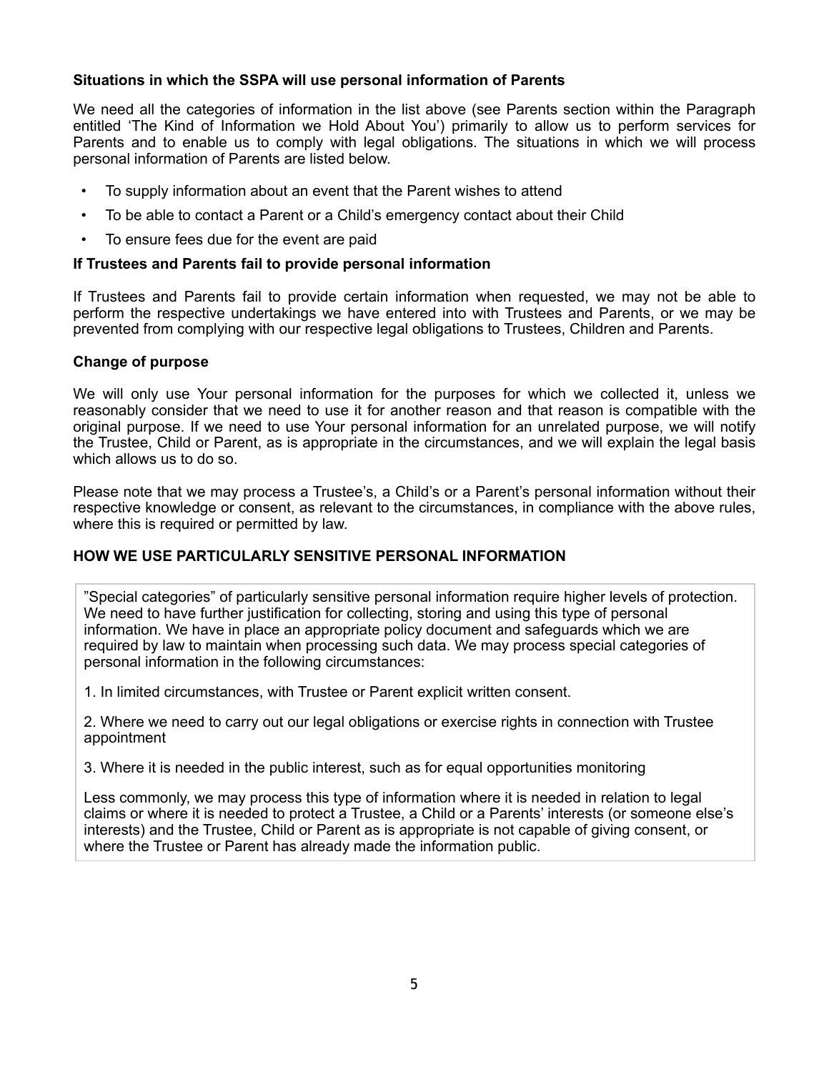**Situations in which the SSPA will use personal information of Parents**

We need all the categories of information in the list above (see Parents section within the Paragraph entitled 'The Kind of Information we Hold About You') primarily to allow us to perform services for Parents and to enable us to comply with legal obligations. The situations in which we will process personal information of Parents are listed below.

- To supply information about an event that the Parent wishes to attend
- To be able to contact a Parent or a Child's emergency contact about their Child
- To ensure fees due for the event are paid

**If Trustees and Parents fail to provide personal information**

If Trustees and Parents fail to provide certain information when requested, we may not be able to perform the respective undertakings we have entered into with Trustees and Parents, or we may be prevented from complying with our respective legal obligations to Trustees, Children and Parents.

**Change of purpose**

We will only use Your personal information for the purposes for which we collected it, unless we reasonably consider that we need to use it for another reason and that reason is compatible with the original purpose. If we need to use Your personal information for an unrelated purpose, we will notify the Trustee, Child or Parent, as is appropriate in the circumstances, and we will explain the legal basis which allows us to do so.

Please note that we may process a Trustee's, a Child's or a Parent's personal information without their respective knowledge or consent, as relevant to the circumstances, in compliance with the above rules, where this is required or permitted by law.

**HOW WE USE PARTICULARLY SENSITIVE PERSONAL INFORMATION**

"Special categories" of particularly sensitive personal information require higher levels of protection. We need to have further justification for collecting, storing and using this type of personal information. We have in place an appropriate policy document and safeguards which we are required by law to maintain when processing such data. We may process special categories of personal information in the following circumstances:

1. In limited circumstances, with Trustee or Parent explicit written consent.

2. Where we need to carry out our legal obligations or exercise rights in connection with Trustee appointment

3. Where it is needed in the public interest, such as for equal opportunities monitoring

Less commonly, we may process this type of information where it is needed in relation to legal claims or where it is needed to protect a Trustee, a Child or a Parents' interests (or someone else's interests) and the Trustee, Child or Parent as is appropriate is not capable of giving consent, or where the Trustee or Parent has already made the information public.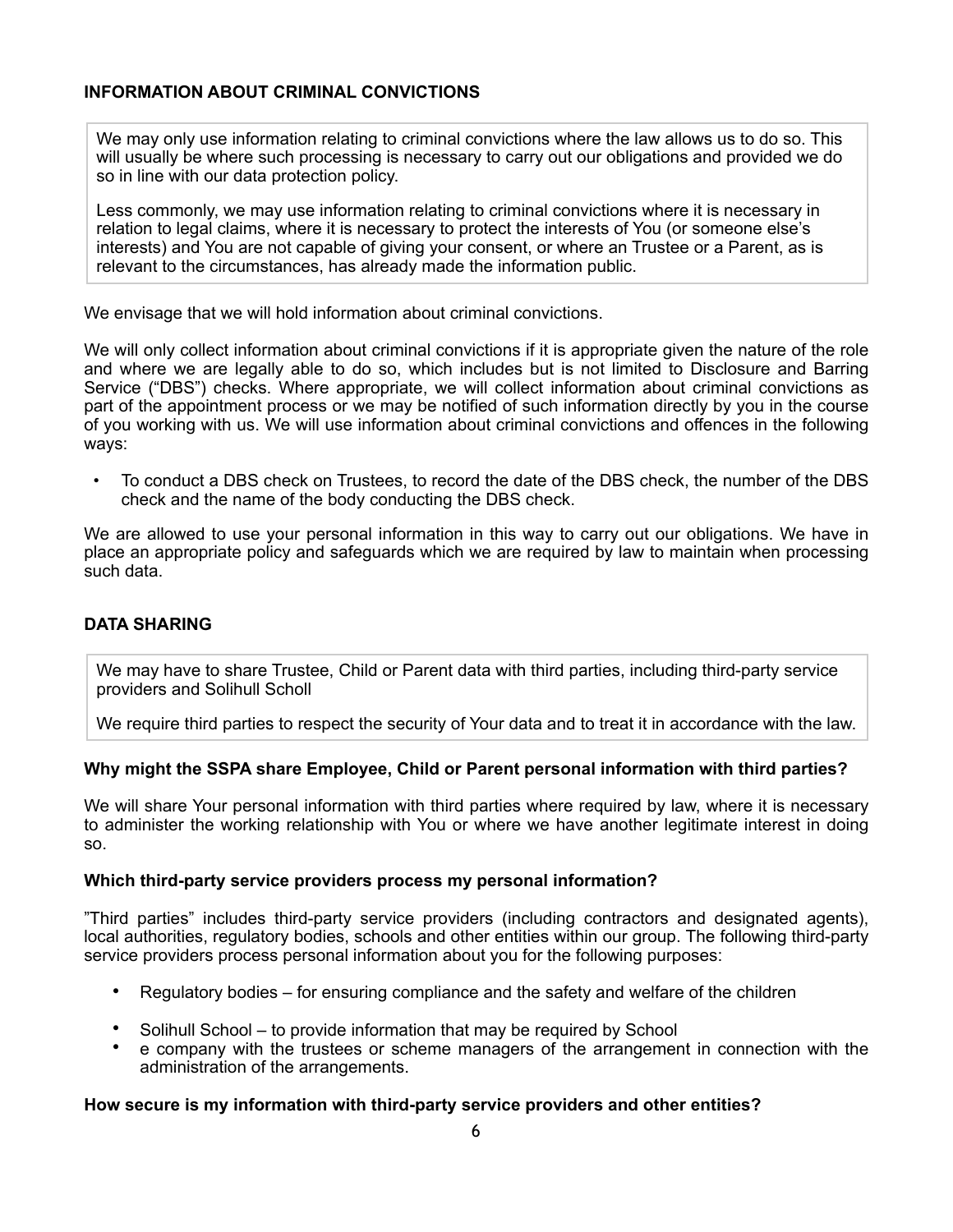### INFORMATION ABOUT CRIMINAL CONVICTIONS

> We may only use information relating to criminal convictions where the law allows us to do so. This will usually be where such processing is necessary to carry out our obligations and provided we do so in line with our data protection policy.
>
> Less commonly, we may use information relating to criminal convictions where it is necessary in relation to legal claims, where it is necessary to protect the interests of You (or someone else's interests) and You are not capable of giving your consent, or where an Trustee or a Parent, as is relevant to the circumstances, has already made the information public.

We envisage that we will hold information about criminal convictions.

We will only collect information about criminal convictions if it is appropriate given the nature of the role and where we are legally able to do so, which includes but is not limited to Disclosure and Barring Service ("DBS") checks. Where appropriate, we will collect information about criminal convictions as part of the appointment process or we may be notified of such information directly by you in the course of you working with us. We will use information about criminal convictions and offences in the following ways:

- To conduct a DBS check on Trustees, to record the date of the DBS check, the number of the DBS check and the name of the body conducting the DBS check.

We are allowed to use your personal information in this way to carry out our obligations. We have in place an appropriate policy and safeguards which we are required by law to maintain when processing such data.

### DATA SHARING

> We may have to share Trustee, Child or Parent data with third parties, including third-party service providers and Solihull Scholl
>
> We require third parties to respect the security of Your data and to treat it in accordance with the law.

**Why might the SSPA share Employee, Child or Parent personal information with third parties?**

We will share Your personal information with third parties where required by law, where it is necessary to administer the working relationship with You or where we have another legitimate interest in doing so.

**Which third-party service providers process my personal information?**

"Third parties" includes third-party service providers (including contractors and designated agents), local authorities, regulatory bodies, schools and other entities within our group. The following third-party service providers process personal information about you for the following purposes:

- Regulatory bodies – for ensuring compliance and the safety and welfare of the children
- Solihull School – to provide information that may be required by School
- e company with the trustees or scheme managers of the arrangement in connection with the administration of the arrangements.

**How secure is my information with third-party service providers and other entities?**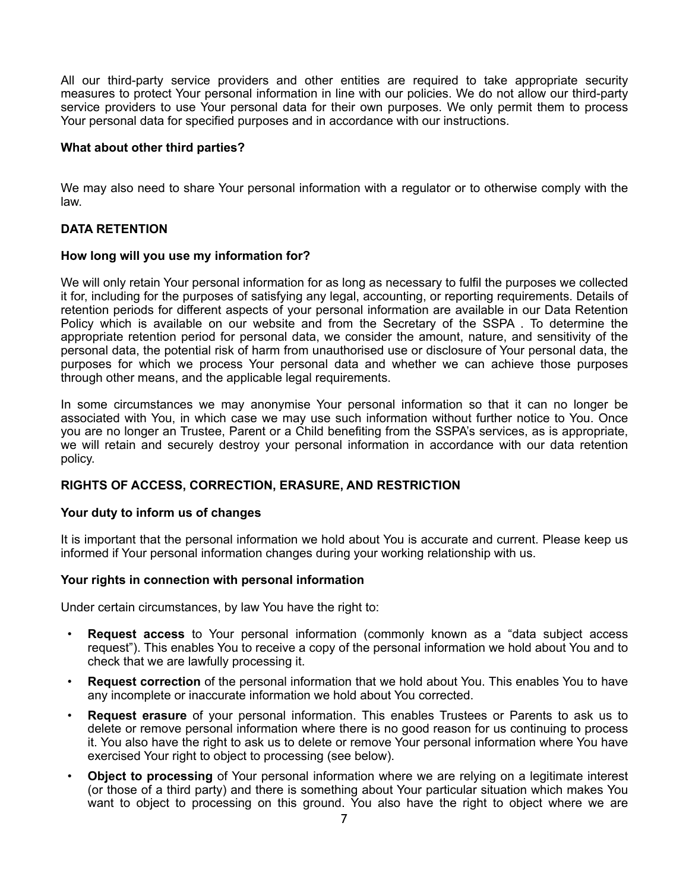All our third-party service providers and other entities are required to take appropriate security measures to protect Your personal information in line with our policies. We do not allow our third-party service providers to use Your personal data for their own purposes. We only permit them to process Your personal data for specified purposes and in accordance with our instructions.

**What about other third parties?**

We may also need to share Your personal information with a regulator or to otherwise comply with the law.

## DATA RETENTION

**How long will you use my information for?**

We will only retain Your personal information for as long as necessary to fulfil the purposes we collected it for, including for the purposes of satisfying any legal, accounting, or reporting requirements. Details of retention periods for different aspects of your personal information are available in our Data Retention Policy which is available on our website and from the Secretary of the SSPA . To determine the appropriate retention period for personal data, we consider the amount, nature, and sensitivity of the personal data, the potential risk of harm from unauthorised use or disclosure of Your personal data, the purposes for which we process Your personal data and whether we can achieve those purposes through other means, and the applicable legal requirements.

In some circumstances we may anonymise Your personal information so that it can no longer be associated with You, in which case we may use such information without further notice to You. Once you are no longer an Trustee, Parent or a Child benefiting from the SSPA's services, as is appropriate, we will retain and securely destroy your personal information in accordance with our data retention policy.

## RIGHTS OF ACCESS, CORRECTION, ERASURE, AND RESTRICTION

**Your duty to inform us of changes**

It is important that the personal information we hold about You is accurate and current. Please keep us informed if Your personal information changes during your working relationship with us.

**Your rights in connection with personal information**

Under certain circumstances, by law You have the right to:

- **Request access** to Your personal information (commonly known as a "data subject access request"). This enables You to receive a copy of the personal information we hold about You and to check that we are lawfully processing it.
- **Request correction** of the personal information that we hold about You. This enables You to have any incomplete or inaccurate information we hold about You corrected.
- **Request erasure** of your personal information. This enables Trustees or Parents to ask us to delete or remove personal information where there is no good reason for us continuing to process it. You also have the right to ask us to delete or remove Your personal information where You have exercised Your right to object to processing (see below).
- **Object to processing** of Your personal information where we are relying on a legitimate interest (or those of a third party) and there is something about Your particular situation which makes You want to object to processing on this ground. You also have the right to object where we are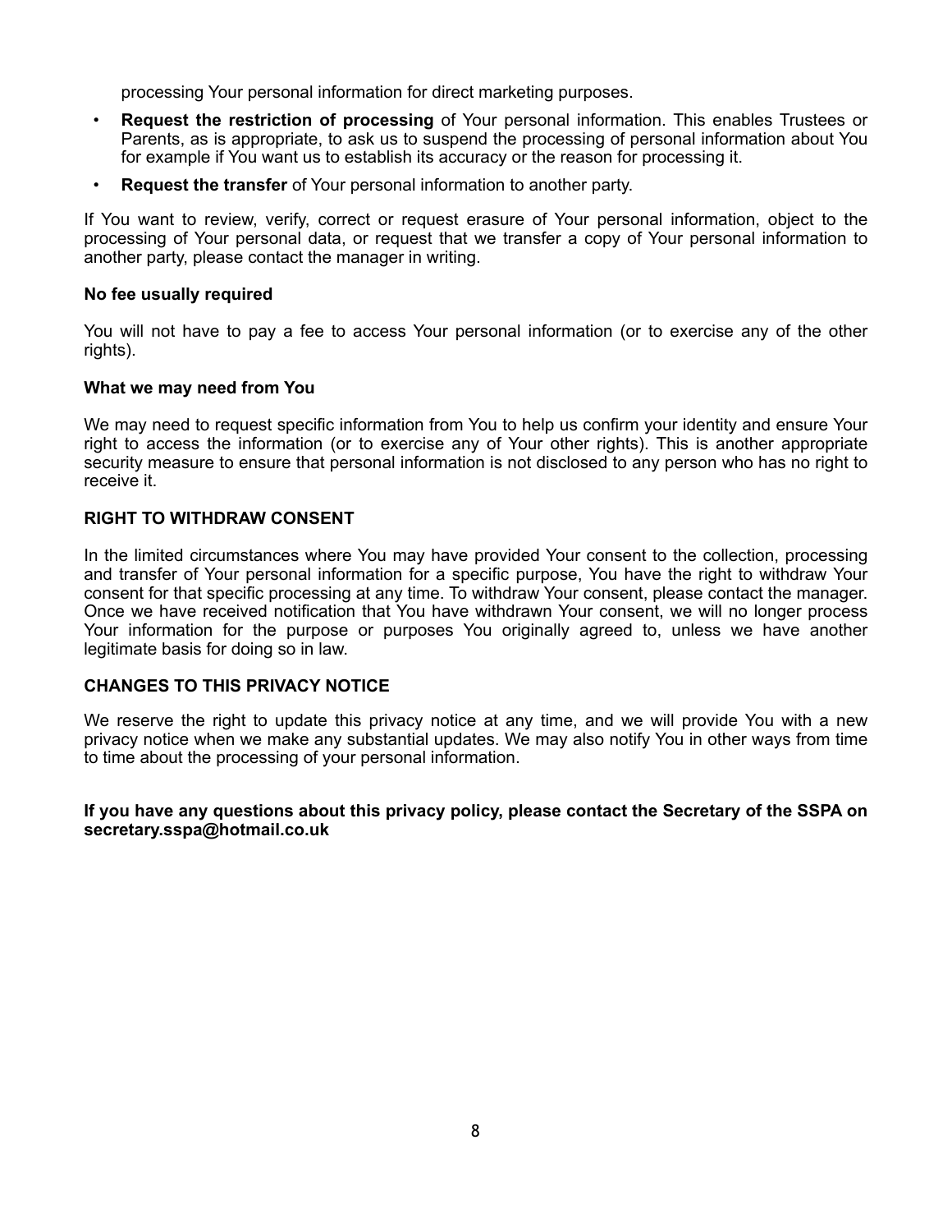processing Your personal information for direct marketing purposes.

- **Request the restriction of processing** of Your personal information. This enables Trustees or Parents, as is appropriate, to ask us to suspend the processing of personal information about You for example if You want us to establish its accuracy or the reason for processing it.
- **Request the transfer** of Your personal information to another party.

If You want to review, verify, correct or request erasure of Your personal information, object to the processing of Your personal data, or request that we transfer a copy of Your personal information to another party, please contact the manager in writing.

**No fee usually required**

You will not have to pay a fee to access Your personal information (or to exercise any of the other rights).

**What we may need from You**

We may need to request specific information from You to help us confirm your identity and ensure Your right to access the information (or to exercise any of Your other rights). This is another appropriate security measure to ensure that personal information is not disclosed to any person who has no right to receive it.

**RIGHT TO WITHDRAW CONSENT**

In the limited circumstances where You may have provided Your consent to the collection, processing and transfer of Your personal information for a specific purpose, You have the right to withdraw Your consent for that specific processing at any time. To withdraw Your consent, please contact the manager. Once we have received notification that You have withdrawn Your consent, we will no longer process Your information for the purpose or purposes You originally agreed to, unless we have another legitimate basis for doing so in law.

**CHANGES TO THIS PRIVACY NOTICE**

We reserve the right to update this privacy notice at any time, and we will provide You with a new privacy notice when we make any substantial updates. We may also notify You in other ways from time to time about the processing of your personal information.

**If you have any questions about this privacy policy, please contact the Secretary of the SSPA on secretary.sspa@hotmail.co.uk**